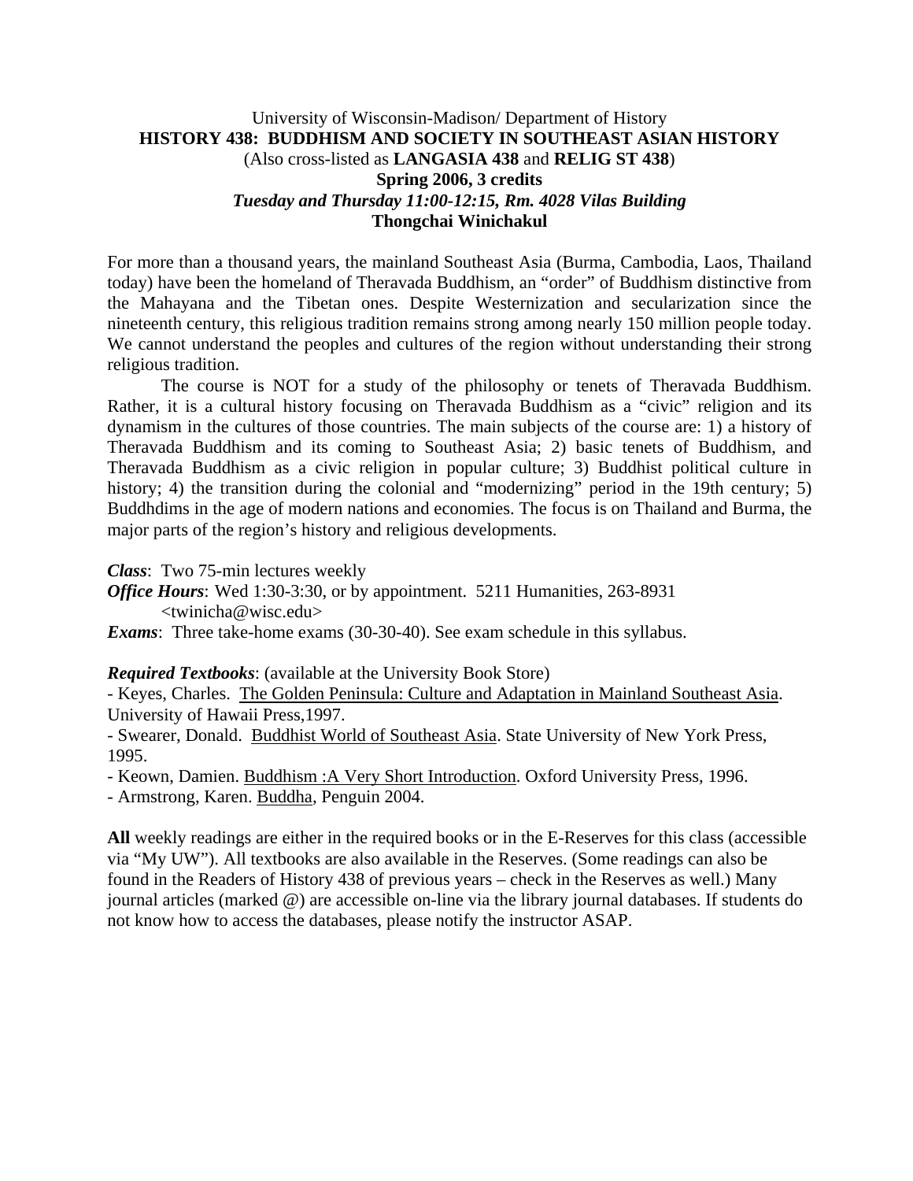University of Wisconsin-Madison/ Department of History
**HISTORY 438: BUDDHISM AND SOCIETY IN SOUTHEAST ASIAN HISTORY**
(Also cross-listed as **LANGASIA 438** and **RELIG ST 438**)
**Spring 2006, 3 credits**
***Tuesday and Thursday 11:00-12:15, Rm. 4028 Vilas Building***
**Thongchai Winichakul**

For more than a thousand years, the mainland Southeast Asia (Burma, Cambodia, Laos, Thailand today) have been the homeland of Theravada Buddhism, an "order" of Buddhism distinctive from the Mahayana and the Tibetan ones. Despite Westernization and secularization since the nineteenth century, this religious tradition remains strong among nearly 150 million people today. We cannot understand the peoples and cultures of the region without understanding their strong religious tradition.

The course is NOT for a study of the philosophy or tenets of Theravada Buddhism. Rather, it is a cultural history focusing on Theravada Buddhism as a "civic" religion and its dynamism in the cultures of those countries. The main subjects of the course are: 1) a history of Theravada Buddhism and its coming to Southeast Asia; 2) basic tenets of Buddhism, and Theravada Buddhism as a civic religion in popular culture; 3) Buddhist political culture in history; 4) the transition during the colonial and "modernizing" period in the 19th century; 5) Buddhdims in the age of modern nations and economies. The focus is on Thailand and Burma, the major parts of the region's history and religious developments.

***Class***: Two 75-min lectures weekly
***Office Hours***: Wed 1:30-3:30, or by appointment. 5211 Humanities, 263-8931 <twinicha@wisc.edu>
***Exams***: Three take-home exams (30-30-40). See exam schedule in this syllabus.

***Required Textbooks***: (available at the University Book Store)
- Keyes, Charles. The Golden Peninsula: Culture and Adaptation in Mainland Southeast Asia. University of Hawaii Press,1997.
- Swearer, Donald. Buddhist World of Southeast Asia. State University of New York Press, 1995.
- Keown, Damien. Buddhism :A Very Short Introduction. Oxford University Press, 1996.
- Armstrong, Karen. Buddha, Penguin 2004.

**All** weekly readings are either in the required books or in the E-Reserves for this class (accessible via "My UW"). All textbooks are also available in the Reserves. (Some readings can also be found in the Readers of History 438 of previous years – check in the Reserves as well.) Many journal articles (marked @) are accessible on-line via the library journal databases. If students do not know how to access the databases, please notify the instructor ASAP.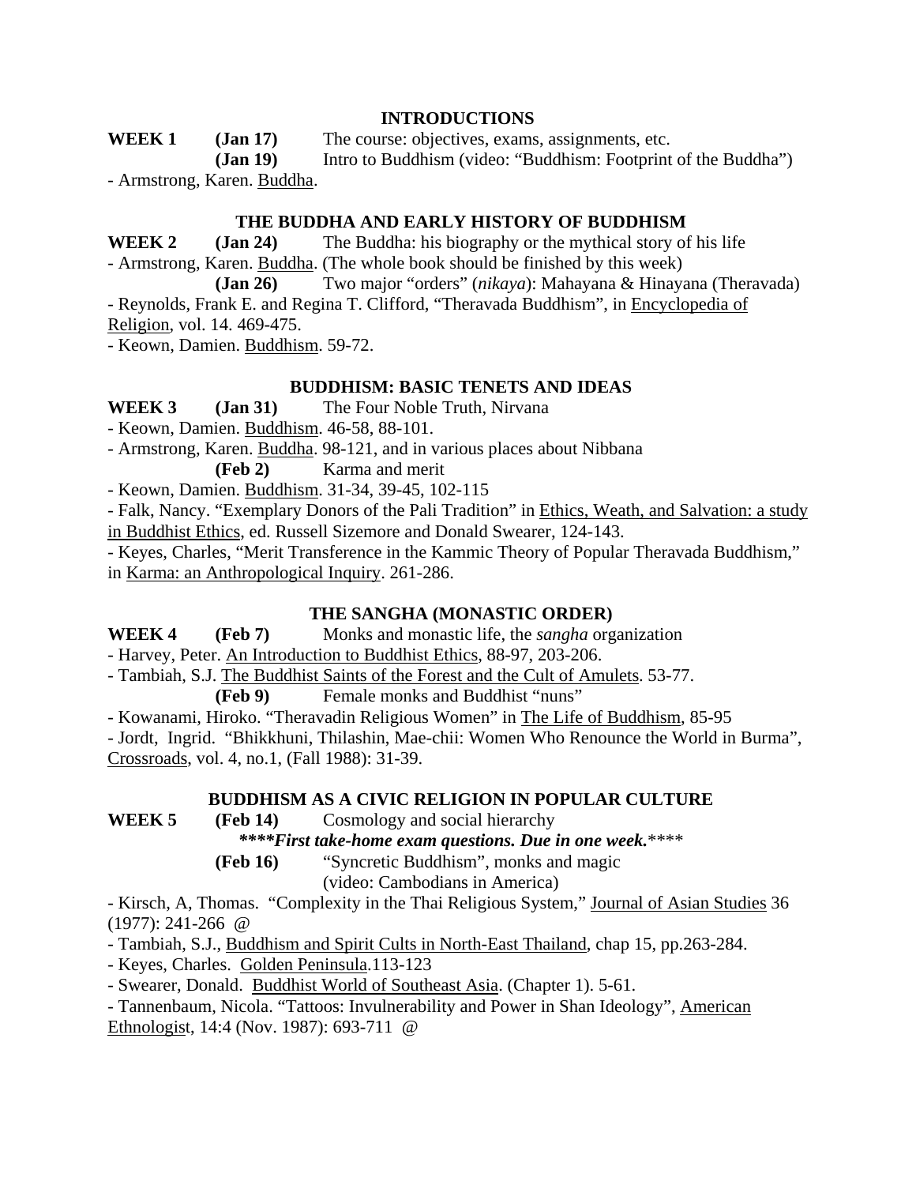## INTRODUCTIONS

**WEEK 1** **(Jan 17)** The course: objectives, exams, assignments, etc.

**(Jan 19)** Intro to Buddhism (video: "Buddhism: Footprint of the Buddha")

- Armstrong, Karen. Buddha.

## THE BUDDHA AND EARLY HISTORY OF BUDDHISM

**WEEK 2** **(Jan 24)** The Buddha: his biography or the mythical story of his life

- Armstrong, Karen. Buddha. (The whole book should be finished by this week)

**(Jan 26)** Two major "orders" (*nikaya*): Mahayana & Hinayana (Theravada)

- Reynolds, Frank E. and Regina T. Clifford, "Theravada Buddhism", in Encyclopedia of Religion, vol. 14. 469-475.
- Keown, Damien. Buddhism. 59-72.

## BUDDHISM: BASIC TENETS AND IDEAS

**WEEK 3** **(Jan 31)** The Four Noble Truth, Nirvana

- Keown, Damien. Buddhism. 46-58, 88-101.
- Armstrong, Karen. Buddha. 98-121, and in various places about Nibbana

**(Feb 2)** Karma and merit

- Keown, Damien. Buddhism. 31-34, 39-45, 102-115
- Falk, Nancy. "Exemplary Donors of the Pali Tradition" in Ethics, Weath, and Salvation: a study in Buddhist Ethics, ed. Russell Sizemore and Donald Swearer, 124-143.
- Keyes, Charles, "Merit Transference in the Kammic Theory of Popular Theravada Buddhism," in Karma: an Anthropological Inquiry. 261-286.

## THE SANGHA (MONASTIC ORDER)

**WEEK 4** **(Feb 7)** Monks and monastic life, the *sangha* organization

- Harvey, Peter. An Introduction to Buddhist Ethics, 88-97, 203-206.
- Tambiah, S.J. The Buddhist Saints of the Forest and the Cult of Amulets. 53-77.

**(Feb 9)** Female monks and Buddhist "nuns"

- Kowanami, Hiroko. "Theravadin Religious Women" in The Life of Buddhism, 85-95
- Jordt, Ingrid. "Bhikkhuni, Thilashin, Mae-chii: Women Who Renounce the World in Burma", Crossroads, vol. 4, no.1, (Fall 1988): 31-39.

## BUDDHISM AS A CIVIC RELIGION IN POPULAR CULTURE

**WEEK 5** **(Feb 14)** Cosmology and social hierarchy

***\*\*\*\*First take-home exam questions. Due in one week.\*\*\*\****

**(Feb 16)** "Syncretic Buddhism", monks and magic

(video: Cambodians in America)

- Kirsch, A, Thomas. "Complexity in the Thai Religious System," Journal of Asian Studies 36 (1977): 241-266 @
- Tambiah, S.J., Buddhism and Spirit Cults in North-East Thailand, chap 15, pp.263-284.
- Keyes, Charles. Golden Peninsula.113-123
- Swearer, Donald. Buddhist World of Southeast Asia. (Chapter 1). 5-61.
- Tannenbaum, Nicola. "Tattoos: Invulnerability and Power in Shan Ideology", American Ethnologist, 14:4 (Nov. 1987): 693-711 @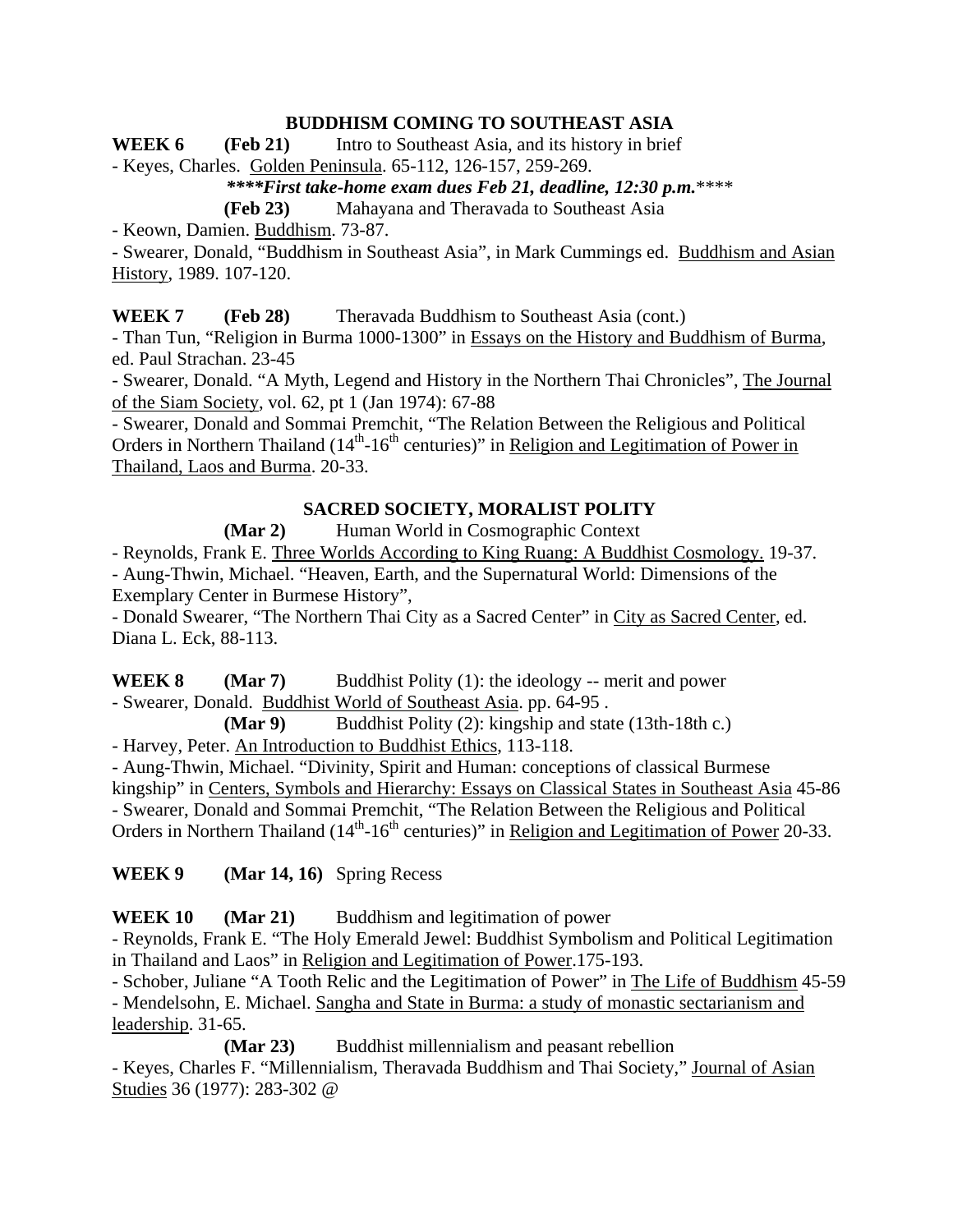## BUDDHISM COMING TO SOUTHEAST ASIA

**WEEK 6** **(Feb 21)** Intro to Southeast Asia, and its history in brief

- Keyes, Charles. Golden Peninsula. 65-112, 126-157, 259-269.

***\*\*\*\*First take-home exam dues Feb 21, deadline, 12:30 p.m.*\*\*\*\***

**(Feb 23)** Mahayana and Theravada to Southeast Asia

- Keown, Damien. Buddhism. 73-87.
- Swearer, Donald, "Buddhism in Southeast Asia", in Mark Cummings ed. Buddhism and Asian History, 1989. 107-120.

**WEEK 7** **(Feb 28)** Theravada Buddhism to Southeast Asia (cont.)

- Than Tun, "Religion in Burma 1000-1300" in Essays on the History and Buddhism of Burma, ed. Paul Strachan. 23-45
- Swearer, Donald. "A Myth, Legend and History in the Northern Thai Chronicles", The Journal of the Siam Society, vol. 62, pt 1 (Jan 1974): 67-88
- Swearer, Donald and Sommai Premchit, "The Relation Between the Religious and Political Orders in Northern Thailand (14th-16th centuries)" in Religion and Legitimation of Power in Thailand, Laos and Burma. 20-33.

## SACRED SOCIETY, MORALIST POLITY

**(Mar 2)** Human World in Cosmographic Context

- Reynolds, Frank E. Three Worlds According to King Ruang: A Buddhist Cosmology. 19-37.
- Aung-Thwin, Michael. "Heaven, Earth, and the Supernatural World: Dimensions of the Exemplary Center in Burmese History",
- Donald Swearer, "The Northern Thai City as a Sacred Center" in City as Sacred Center, ed. Diana L. Eck, 88-113.

**WEEK 8** **(Mar 7)** Buddhist Polity (1): the ideology -- merit and power

- Swearer, Donald. Buddhist World of Southeast Asia. pp. 64-95 .

**(Mar 9)** Buddhist Polity (2): kingship and state (13th-18th c.)

- Harvey, Peter. An Introduction to Buddhist Ethics, 113-118.
- Aung-Thwin, Michael. "Divinity, Spirit and Human: conceptions of classical Burmese kingship" in Centers, Symbols and Hierarchy: Essays on Classical States in Southeast Asia 45-86
- Swearer, Donald and Sommai Premchit, "The Relation Between the Religious and Political Orders in Northern Thailand (14th-16th centuries)" in Religion and Legitimation of Power 20-33.

**WEEK 9** **(Mar 14, 16)** Spring Recess

**WEEK 10** **(Mar 21)** Buddhism and legitimation of power

- Reynolds, Frank E. "The Holy Emerald Jewel: Buddhist Symbolism and Political Legitimation in Thailand and Laos" in Religion and Legitimation of Power.175-193.
- Schober, Juliane "A Tooth Relic and the Legitimation of Power" in The Life of Buddhism 45-59
- Mendelsohn, E. Michael. Sangha and State in Burma: a study of monastic sectarianism and leadership. 31-65.

**(Mar 23)** Buddhist millennialism and peasant rebellion

- Keyes, Charles F. "Millennialism, Theravada Buddhism and Thai Society," Journal of Asian Studies 36 (1977): 283-302 @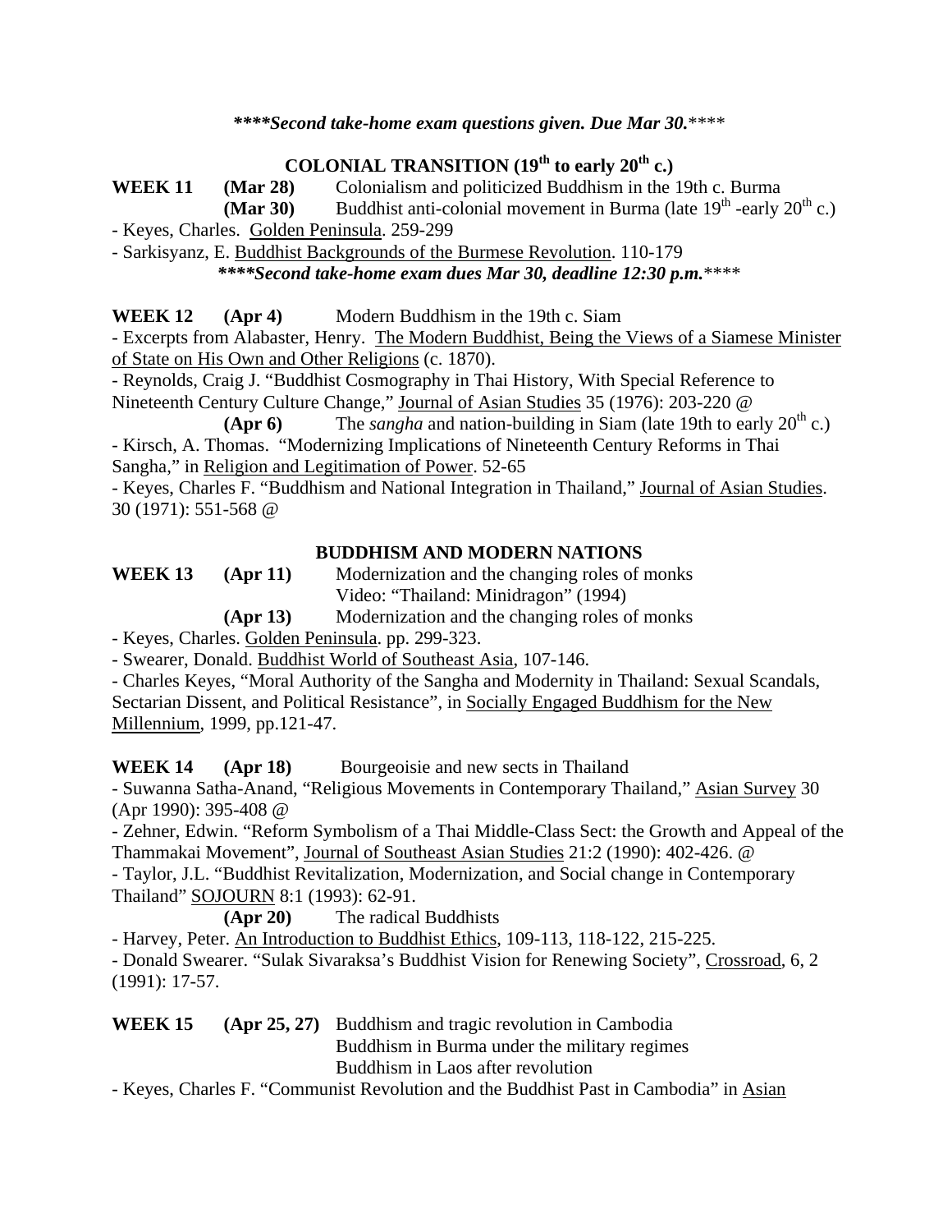***\*\*\*\*Second take-home exam questions given. Due Mar 30.\*\*\*\****

## COLONIAL TRANSITION (19th to early 20th c.)

**WEEK 11** **(Mar 28)** Colonialism and politicized Buddhism in the 19th c. Burma

**(Mar 30)** Buddhist anti-colonial movement in Burma (late 19th -early 20th c.)

- Keyes, Charles. Golden Peninsula. 259-299
- Sarkisyanz, E. Buddhist Backgrounds of the Burmese Revolution. 110-179

***\*\*\*\*Second take-home exam dues Mar 30, deadline 12:30 p.m.\*\*\*\****

**WEEK 12** **(Apr 4)** Modern Buddhism in the 19th c. Siam

- Excerpts from Alabaster, Henry. The Modern Buddhist, Being the Views of a Siamese Minister of State on His Own and Other Religions (c. 1870).
- Reynolds, Craig J. "Buddhist Cosmography in Thai History, With Special Reference to Nineteenth Century Culture Change," Journal of Asian Studies 35 (1976): 203-220 @

**(Apr 6)** The *sangha* and nation-building in Siam (late 19th to early 20th c.)

- Kirsch, A. Thomas. "Modernizing Implications of Nineteenth Century Reforms in Thai Sangha," in Religion and Legitimation of Power. 52-65
- Keyes, Charles F. "Buddhism and National Integration in Thailand," Journal of Asian Studies. 30 (1971): 551-568 @

## BUDDHISM AND MODERN NATIONS

**WEEK 13** **(Apr 11)** Modernization and the changing roles of monks
Video: "Thailand: Minidragon" (1994)

**(Apr 13)** Modernization and the changing roles of monks

- Keyes, Charles. Golden Peninsula. pp. 299-323.
- Swearer, Donald. Buddhist World of Southeast Asia, 107-146.
- Charles Keyes, "Moral Authority of the Sangha and Modernity in Thailand: Sexual Scandals, Sectarian Dissent, and Political Resistance", in Socially Engaged Buddhism for the New Millennium, 1999, pp.121-47.

**WEEK 14** **(Apr 18)** Bourgeoisie and new sects in Thailand

- Suwanna Satha-Anand, "Religious Movements in Contemporary Thailand," Asian Survey 30 (Apr 1990): 395-408 @
- Zehner, Edwin. "Reform Symbolism of a Thai Middle-Class Sect: the Growth and Appeal of the Thammakai Movement", Journal of Southeast Asian Studies 21:2 (1990): 402-426. @
- Taylor, J.L. "Buddhist Revitalization, Modernization, and Social change in Contemporary Thailand" SOJOURN 8:1 (1993): 62-91.

**(Apr 20)** The radical Buddhists

- Harvey, Peter. An Introduction to Buddhist Ethics, 109-113, 118-122, 215-225.
- Donald Swearer. "Sulak Sivaraksa's Buddhist Vision for Renewing Society", Crossroad, 6, 2 (1991): 17-57.

**WEEK 15** **(Apr 25, 27)** Buddhism and tragic revolution in Cambodia
Buddhism in Burma under the military regimes
Buddhism in Laos after revolution

- Keyes, Charles F. "Communist Revolution and the Buddhist Past in Cambodia" in Asian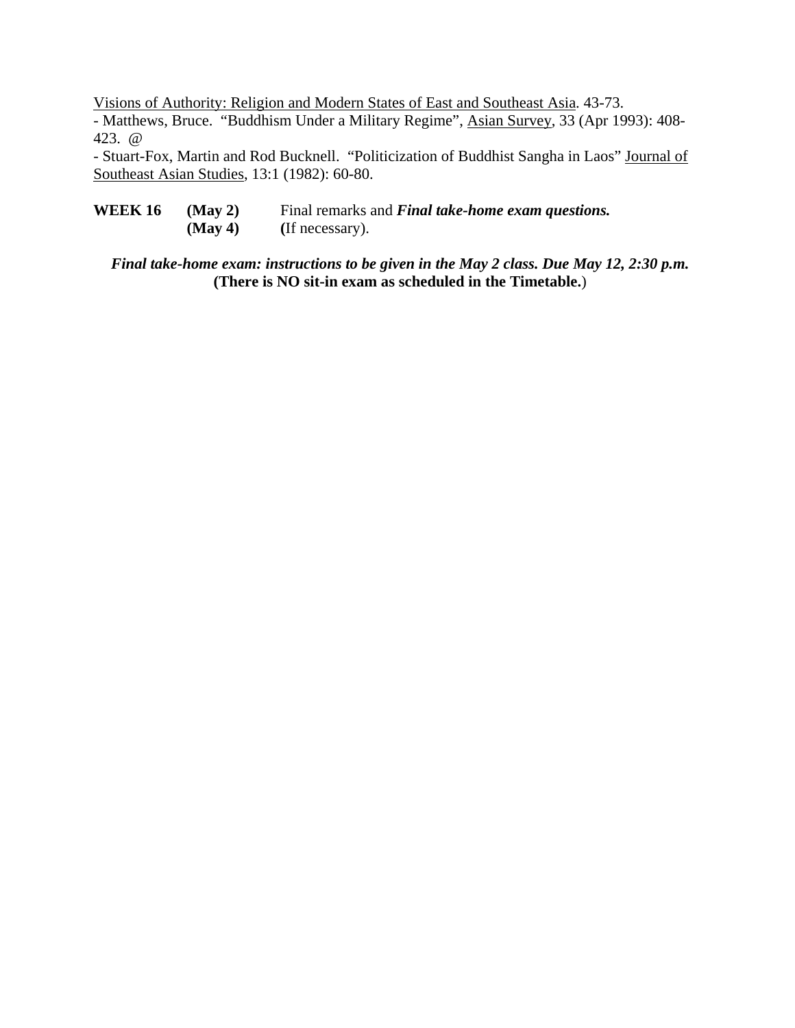Visions of Authority: Religion and Modern States of East and Southeast Asia. 43-73.

- Matthews, Bruce. "Buddhism Under a Military Regime", Asian Survey, 33 (Apr 1993): 408-423. @
- Stuart-Fox, Martin and Rod Bucknell. "Politicization of Buddhist Sangha in Laos" Journal of Southeast Asian Studies, 13:1 (1982): 60-80.

**WEEK 16** **(May 2)** Final remarks and ***Final take-home exam questions.***
**(May 4)** **(**If necessary).

***Final take-home exam: instructions to be given in the May 2 class. Due May 12, 2:30 p.m.***
**(There is NO sit-in exam as scheduled in the Timetable.**)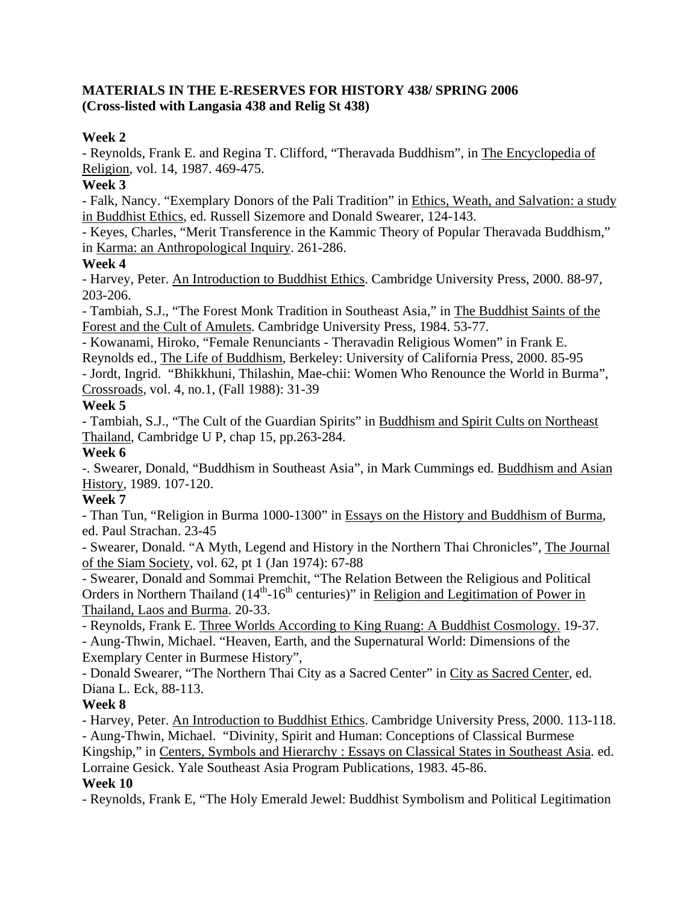**MATERIALS IN THE E-RESERVES FOR HISTORY 438/ SPRING 2006**
**(Cross-listed with Langasia 438 and Relig St 438)**

**Week 2**

- Reynolds, Frank E. and Regina T. Clifford, "Theravada Buddhism", in The Encyclopedia of Religion, vol. 14, 1987. 469-475.

**Week 3**

- Falk, Nancy. "Exemplary Donors of the Pali Tradition" in Ethics, Weath, and Salvation: a study in Buddhist Ethics, ed. Russell Sizemore and Donald Swearer, 124-143.
- Keyes, Charles, "Merit Transference in the Kammic Theory of Popular Theravada Buddhism," in Karma: an Anthropological Inquiry. 261-286.

**Week 4**

- Harvey, Peter. An Introduction to Buddhist Ethics. Cambridge University Press, 2000. 88-97, 203-206.
- Tambiah, S.J., "The Forest Monk Tradition in Southeast Asia," in The Buddhist Saints of the Forest and the Cult of Amulets. Cambridge University Press, 1984. 53-77.
- Kowanami, Hiroko, "Female Renunciants - Theravadin Religious Women" in Frank E. Reynolds ed., The Life of Buddhism, Berkeley: University of California Press, 2000. 85-95
- Jordt, Ingrid. "Bhikkhuni, Thilashin, Mae-chii: Women Who Renounce the World in Burma", Crossroads, vol. 4, no.1, (Fall 1988): 31-39

**Week 5**

- Tambiah, S.J., "The Cult of the Guardian Spirits" in Buddhism and Spirit Cults on Northeast Thailand, Cambridge U P, chap 15, pp.263-284.

**Week 6**

-. Swearer, Donald, "Buddhism in Southeast Asia", in Mark Cummings ed. Buddhism and Asian History, 1989. 107-120.

**Week 7**

- Than Tun, "Religion in Burma 1000-1300" in Essays on the History and Buddhism of Burma, ed. Paul Strachan. 23-45
- Swearer, Donald. "A Myth, Legend and History in the Northern Thai Chronicles", The Journal of the Siam Society, vol. 62, pt 1 (Jan 1974): 67-88
- Swearer, Donald and Sommai Premchit, "The Relation Between the Religious and Political Orders in Northern Thailand (14th-16th centuries)" in Religion and Legitimation of Power in Thailand, Laos and Burma. 20-33.
- Reynolds, Frank E. Three Worlds According to King Ruang: A Buddhist Cosmology. 19-37.
- Aung-Thwin, Michael. "Heaven, Earth, and the Supernatural World: Dimensions of the Exemplary Center in Burmese History",
- Donald Swearer, "The Northern Thai City as a Sacred Center" in City as Sacred Center, ed. Diana L. Eck, 88-113.

**Week 8**

- Harvey, Peter. An Introduction to Buddhist Ethics. Cambridge University Press, 2000. 113-118.
- Aung-Thwin, Michael. "Divinity, Spirit and Human: Conceptions of Classical Burmese Kingship," in Centers, Symbols and Hierarchy : Essays on Classical States in Southeast Asia. ed. Lorraine Gesick. Yale Southeast Asia Program Publications, 1983. 45-86.

**Week 10**

- Reynolds, Frank E, "The Holy Emerald Jewel: Buddhist Symbolism and Political Legitimation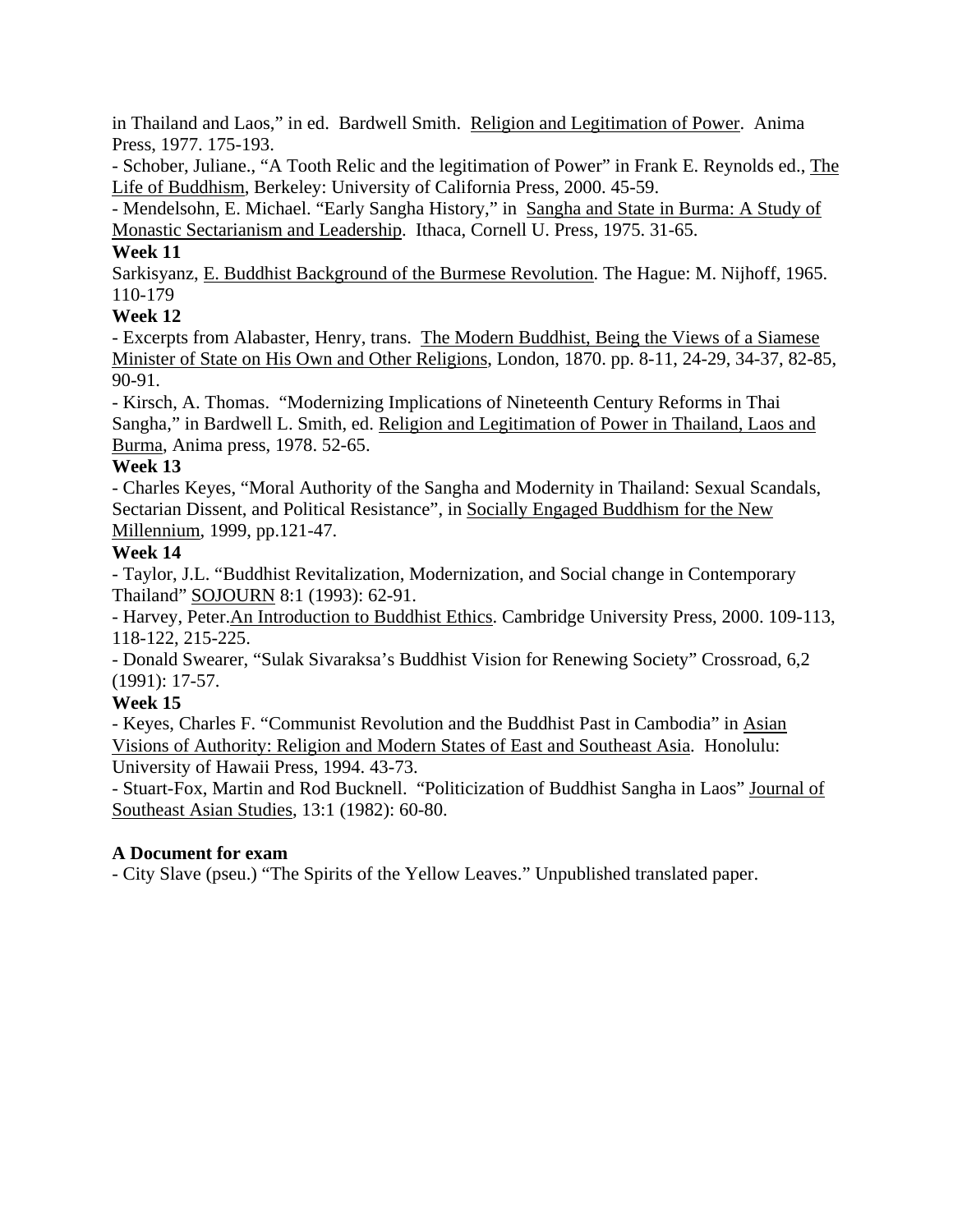in Thailand and Laos," in ed. Bardwell Smith. Religion and Legitimation of Power. Anima Press, 1977. 175-193.

- Schober, Juliane., "A Tooth Relic and the legitimation of Power" in Frank E. Reynolds ed., The Life of Buddhism, Berkeley: University of California Press, 2000. 45-59.
- Mendelsohn, E. Michael. "Early Sangha History," in Sangha and State in Burma: A Study of Monastic Sectarianism and Leadership. Ithaca, Cornell U. Press, 1975. 31-65.

**Week 11**

Sarkisyanz, E. Buddhist Background of the Burmese Revolution. The Hague: M. Nijhoff, 1965. 110-179

**Week 12**

- Excerpts from Alabaster, Henry, trans. The Modern Buddhist, Being the Views of a Siamese Minister of State on His Own and Other Religions, London, 1870. pp. 8-11, 24-29, 34-37, 82-85, 90-91.
- Kirsch, A. Thomas. "Modernizing Implications of Nineteenth Century Reforms in Thai Sangha," in Bardwell L. Smith, ed. Religion and Legitimation of Power in Thailand, Laos and Burma, Anima press, 1978. 52-65.

**Week 13**

- Charles Keyes, "Moral Authority of the Sangha and Modernity in Thailand: Sexual Scandals, Sectarian Dissent, and Political Resistance", in Socially Engaged Buddhism for the New Millennium, 1999, pp.121-47.

**Week 14**

- Taylor, J.L. "Buddhist Revitalization, Modernization, and Social change in Contemporary Thailand" SOJOURN 8:1 (1993): 62-91.
- Harvey, Peter.An Introduction to Buddhist Ethics. Cambridge University Press, 2000. 109-113, 118-122, 215-225.
- Donald Swearer, "Sulak Sivaraksa's Buddhist Vision for Renewing Society" Crossroad, 6,2 (1991): 17-57.

**Week 15**

- Keyes, Charles F. "Communist Revolution and the Buddhist Past in Cambodia" in Asian Visions of Authority: Religion and Modern States of East and Southeast Asia. Honolulu: University of Hawaii Press, 1994. 43-73.
- Stuart-Fox, Martin and Rod Bucknell. "Politicization of Buddhist Sangha in Laos" Journal of Southeast Asian Studies, 13:1 (1982): 60-80.

**A Document for exam**

- City Slave (pseu.) "The Spirits of the Yellow Leaves." Unpublished translated paper.